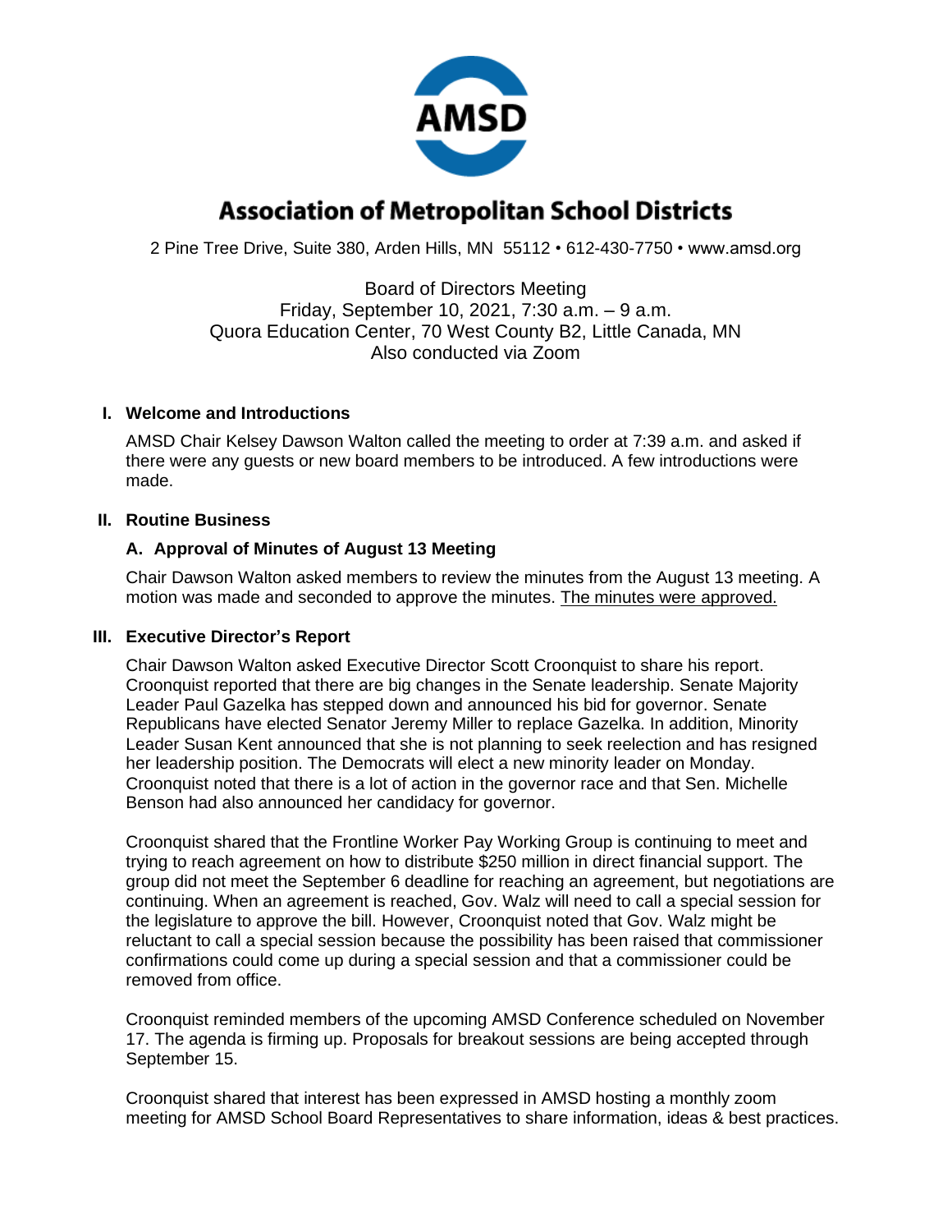AMSD

# Association of Metropolitan School Districts

2 Pine Tree Drive, Suite 380, Arden Hills, MN 55112 • 612-430-7750 • www.amsd.org

Board of Directors Meeting
Friday, September 10, 2021, 7:30 a.m. – 9 a.m.
Quora Education Center, 70 West County B2, Little Canada, MN
Also conducted via Zoom

## I. Welcome and Introductions

AMSD Chair Kelsey Dawson Walton called the meeting to order at 7:39 a.m. and asked if there were any guests or new board members to be introduced. A few introductions were made.

## II. Routine Business

### A. Approval of Minutes of August 13 Meeting

Chair Dawson Walton asked members to review the minutes from the August 13 meeting. A motion was made and seconded to approve the minutes. The minutes were approved.

## III. Executive Director's Report

Chair Dawson Walton asked Executive Director Scott Croonquist to share his report. Croonquist reported that there are big changes in the Senate leadership. Senate Majority Leader Paul Gazelka has stepped down and announced his bid for governor. Senate Republicans have elected Senator Jeremy Miller to replace Gazelka. In addition, Minority Leader Susan Kent announced that she is not planning to seek reelection and has resigned her leadership position. The Democrats will elect a new minority leader on Monday. Croonquist noted that there is a lot of action in the governor race and that Sen. Michelle Benson had also announced her candidacy for governor.

Croonquist shared that the Frontline Worker Pay Working Group is continuing to meet and trying to reach agreement on how to distribute $250 million in direct financial support. The group did not meet the September 6 deadline for reaching an agreement, but negotiations are continuing. When an agreement is reached, Gov. Walz will need to call a special session for the legislature to approve the bill. However, Croonquist noted that Gov. Walz might be reluctant to call a special session because the possibility has been raised that commissioner confirmations could come up during a special session and that a commissioner could be removed from office.

Croonquist reminded members of the upcoming AMSD Conference scheduled on November 17. The agenda is firming up. Proposals for breakout sessions are being accepted through September 15.

Croonquist shared that interest has been expressed in AMSD hosting a monthly zoom meeting for AMSD School Board Representatives to share information, ideas & best practices.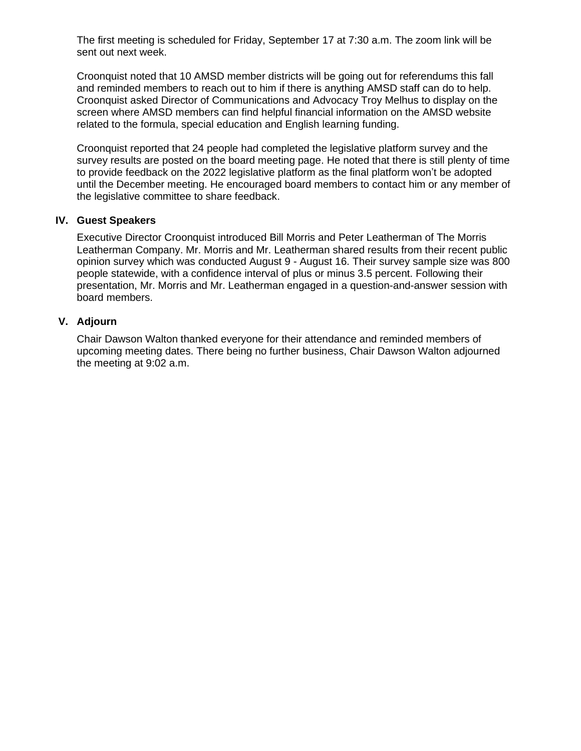The first meeting is scheduled for Friday, September 17 at 7:30 a.m. The zoom link will be sent out next week.

Croonquist noted that 10 AMSD member districts will be going out for referendums this fall and reminded members to reach out to him if there is anything AMSD staff can do to help. Croonquist asked Director of Communications and Advocacy Troy Melhus to display on the screen where AMSD members can find helpful financial information on the AMSD website related to the formula, special education and English learning funding.

Croonquist reported that 24 people had completed the legislative platform survey and the survey results are posted on the board meeting page. He noted that there is still plenty of time to provide feedback on the 2022 legislative platform as the final platform won't be adopted until the December meeting. He encouraged board members to contact him or any member of the legislative committee to share feedback.

## IV. Guest Speakers

Executive Director Croonquist introduced Bill Morris and Peter Leatherman of The Morris Leatherman Company. Mr. Morris and Mr. Leatherman shared results from their recent public opinion survey which was conducted August 9 - August 16. Their survey sample size was 800 people statewide, with a confidence interval of plus or minus 3.5 percent. Following their presentation, Mr. Morris and Mr. Leatherman engaged in a question-and-answer session with board members.

## V. Adjourn

Chair Dawson Walton thanked everyone for their attendance and reminded members of upcoming meeting dates. There being no further business, Chair Dawson Walton adjourned the meeting at 9:02 a.m.